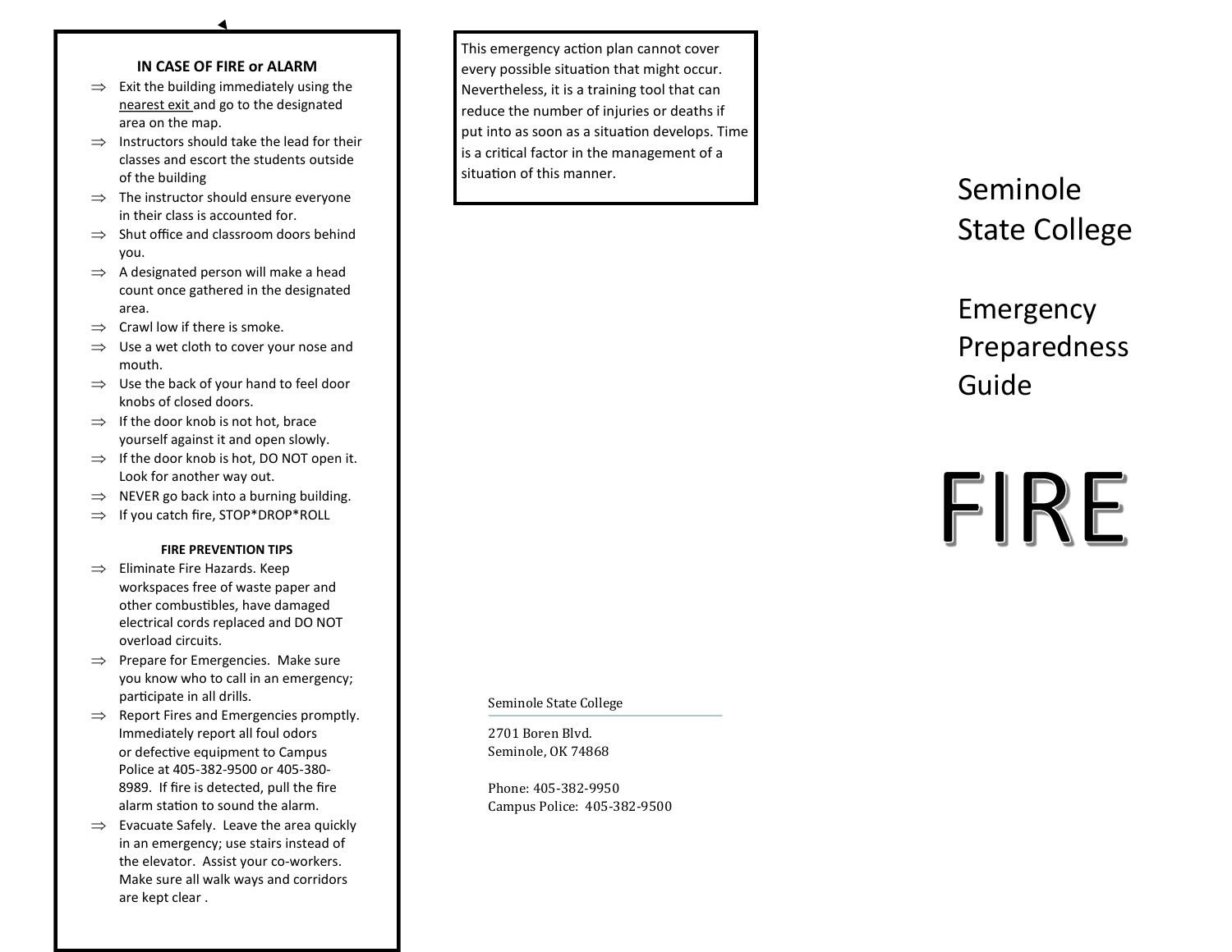## IN CASE OF FIRE or ALARM

- ⇒ Exit the building immediately using the nearest exit and go to the designated area on the map.
- ⇒ Instructors should take the lead for their classes and escort the students outside of the building
- ⇒ The instructor should ensure everyone in their class is accounted for.
- ⇒ Shut office and classroom doors behind you.
- ⇒ A designated person will make a head count once gathered in the designated area.
- ⇒ Crawl low if there is smoke.
- ⇒ Use a wet cloth to cover your nose and mouth.
- ⇒ Use the back of your hand to feel door knobs of closed doors.
- ⇒ If the door knob is not hot, brace yourself against it and open slowly.
- ⇒ If the door knob is hot, DO NOT open it. Look for another way out.
- ⇒ NEVER go back into a burning building.
- ⇒ If you catch fire, STOP*DROP*ROLL

### FIRE PREVENTION TIPS

- ⇒ Eliminate Fire Hazards. Keep workspaces free of waste paper and other combustibles, have damaged electrical cords replaced and DO NOT overload circuits.
- ⇒ Prepare for Emergencies. Make sure you know who to call in an emergency; participate in all drills.
- ⇒ Report Fires and Emergencies promptly. Immediately report all foul odors or defective equipment to Campus Police at 405-382-9500 or 405-380-8989. If fire is detected, pull the fire alarm station to sound the alarm.
- ⇒ Evacuate Safely. Leave the area quickly in an emergency; use stairs instead of the elevator. Assist your co-workers. Make sure all walk ways and corridors are kept clear .

This emergency action plan cannot cover every possible situation that might occur. Nevertheless, it is a training tool that can reduce the number of injuries or deaths if put into as soon as a situation develops. Time is a critical factor in the management of a situation of this manner.

Seminole State College

2701 Boren Blvd.
Seminole, OK 74868

Phone: 405-382-9950
Campus Police: 405-382-9500

# Seminole State College

# Emergency Preparedness Guide

# FIRE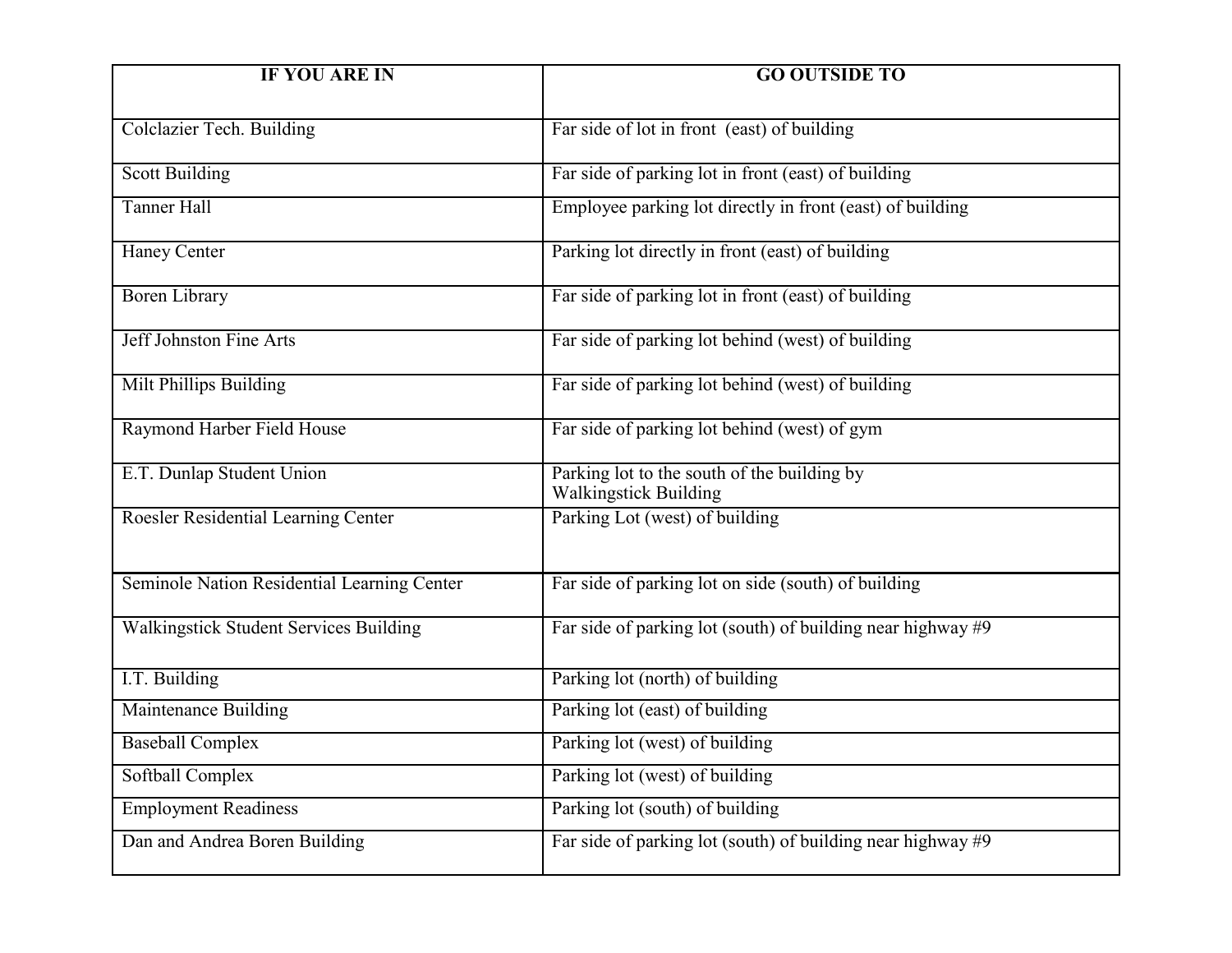| IF YOU ARE IN | GO OUTSIDE TO |
|---|---|
| Colclazier Tech. Building | Far side of lot in front (east) of building |
| Scott Building | Far side of parking lot in front (east) of building |
| Tanner Hall | Employee parking lot directly in front (east) of building |
| Haney Center | Parking lot directly in front (east) of building |
| Boren Library | Far side of parking lot in front (east) of building |
| Jeff Johnston Fine Arts | Far side of parking lot behind (west) of building |
| Milt Phillips Building | Far side of parking lot behind (west) of building |
| Raymond Harber Field House | Far side of parking lot behind (west) of gym |
| E.T. Dunlap Student Union | Parking lot to the south of the building by Walkingstick Building |
| Roesler Residential Learning Center | Parking Lot (west) of building |
| Seminole Nation Residential Learning Center | Far side of parking lot on side (south) of building |
| Walkingstick Student Services Building | Far side of parking lot (south) of building near highway #9 |
| I.T. Building | Parking lot (north) of building |
| Maintenance Building | Parking lot (east) of building |
| Baseball Complex | Parking lot (west) of building |
| Softball Complex | Parking lot (west) of building |
| Employment Readiness | Parking lot (south) of building |
| Dan and Andrea Boren Building | Far side of parking lot (south) of building near highway #9 |